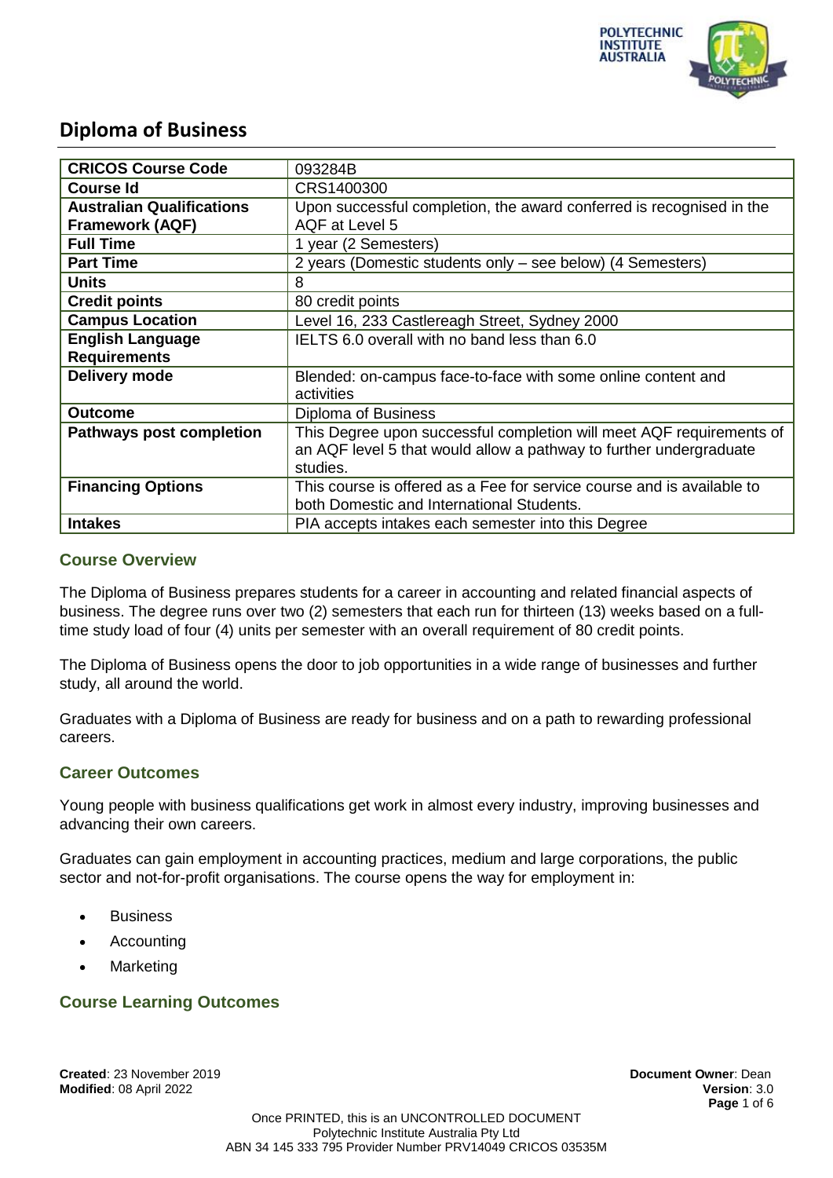# Diploma of Business

| CRICOS Course Code | 093284B |
|---|---|
| Course Id | CRS1400300 |
| Australian Qualifications Framework (AQF) | Upon successful completion, the award conferred is recognised in the AQF at Level 5 |
| Full Time | 1 year (2 Semesters) |
| Part Time | 2 years (Domestic students only – see below) (4 Semesters) |
| Units | 8 |
| Credit points | 80 credit points |
| Campus Location | Level 16, 233 Castlereagh Street, Sydney 2000 |
| English Language Requirements | IELTS 6.0 overall with no band less than 6.0 |
| Delivery mode | Blended: on-campus face-to-face with some online content and activities |
| Outcome | Diploma of Business |
| Pathways post completion | This Degree upon successful completion will meet AQF requirements of an AQF level 5 that would allow a pathway to further undergraduate studies. |
| Financing Options | This course is offered as a Fee for service course and is available to both Domestic and International Students. |
| Intakes | PIA accepts intakes each semester into this Degree |

## Course Overview

The Diploma of Business prepares students for a career in accounting and related financial aspects of business. The degree runs over two (2) semesters that each run for thirteen (13) weeks based on a full-time study load of four (4) units per semester with an overall requirement of 80 credit points.

The Diploma of Business opens the door to job opportunities in a wide range of businesses and further study, all around the world.

Graduates with a Diploma of Business are ready for business and on a path to rewarding professional careers.

## Career Outcomes

Young people with business qualifications get work in almost every industry, improving businesses and advancing their own careers.

Graduates can gain employment in accounting practices, medium and large corporations, the public sector and not-for-profit organisations. The course opens the way for employment in:

- Business
- Accounting
- Marketing

## Course Learning Outcomes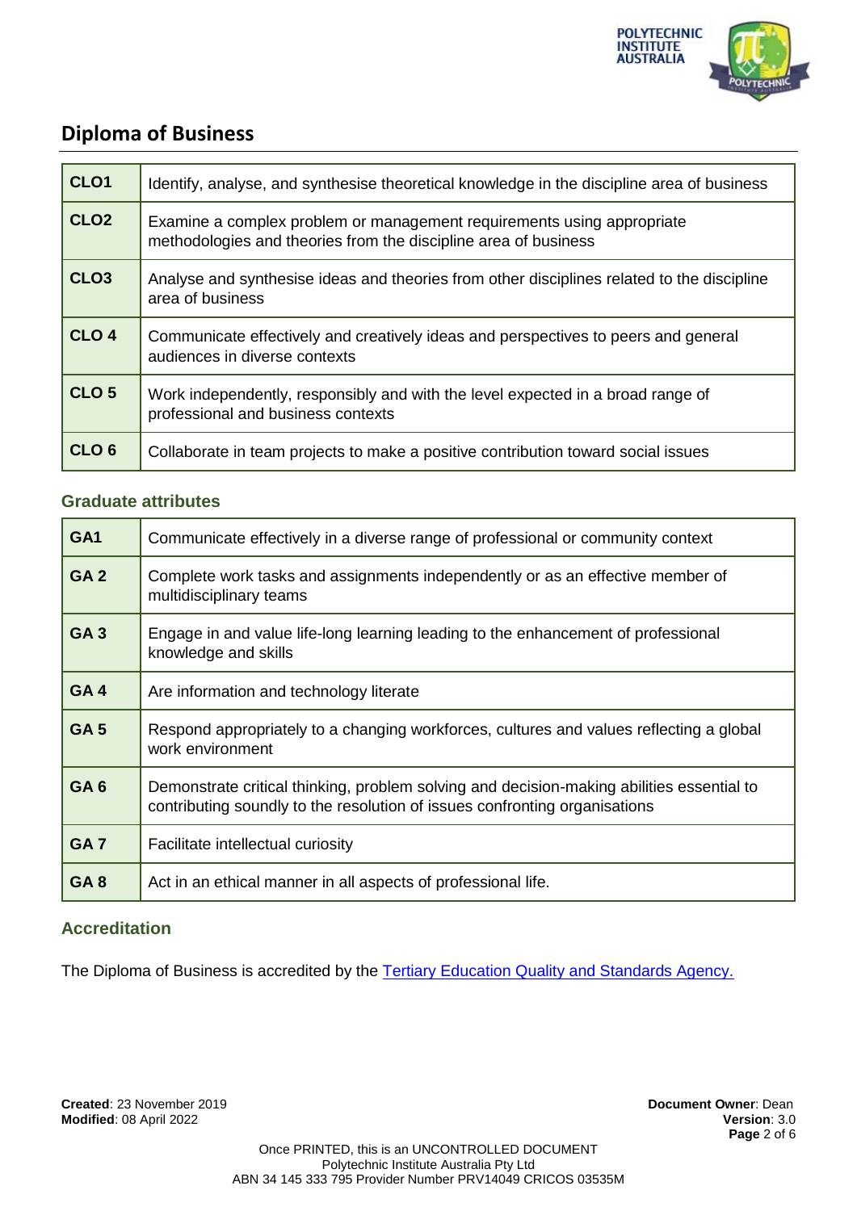## Diploma of Business

| | |
|---|---|
| **CLO1** | Identify, analyse, and synthesise theoretical knowledge in the discipline area of business |
| **CLO2** | Examine a complex problem or management requirements using appropriate methodologies and theories from the discipline area of business |
| **CLO3** | Analyse and synthesise ideas and theories from other disciplines related to the discipline area of business |
| **CLO 4** | Communicate effectively and creatively ideas and perspectives to peers and general audiences in diverse contexts |
| **CLO 5** | Work independently, responsibly and with the level expected in a broad range of professional and business contexts |
| **CLO 6** | Collaborate in team projects to make a positive contribution toward social issues |

### Graduate attributes

| | |
|---|---|
| **GA1** | Communicate effectively in a diverse range of professional or community context |
| **GA 2** | Complete work tasks and assignments independently or as an effective member of multidisciplinary teams |
| **GA 3** | Engage in and value life-long learning leading to the enhancement of professional knowledge and skills |
| **GA 4** | Are information and technology literate |
| **GA 5** | Respond appropriately to a changing workforces, cultures and values reflecting a global work environment |
| **GA 6** | Demonstrate critical thinking, problem solving and decision-making abilities essential to contributing soundly to the resolution of issues confronting organisations |
| **GA 7** | Facilitate intellectual curiosity |
| **GA 8** | Act in an ethical manner in all aspects of professional life. |

### Accreditation

The Diploma of Business is accredited by the Tertiary Education Quality and Standards Agency.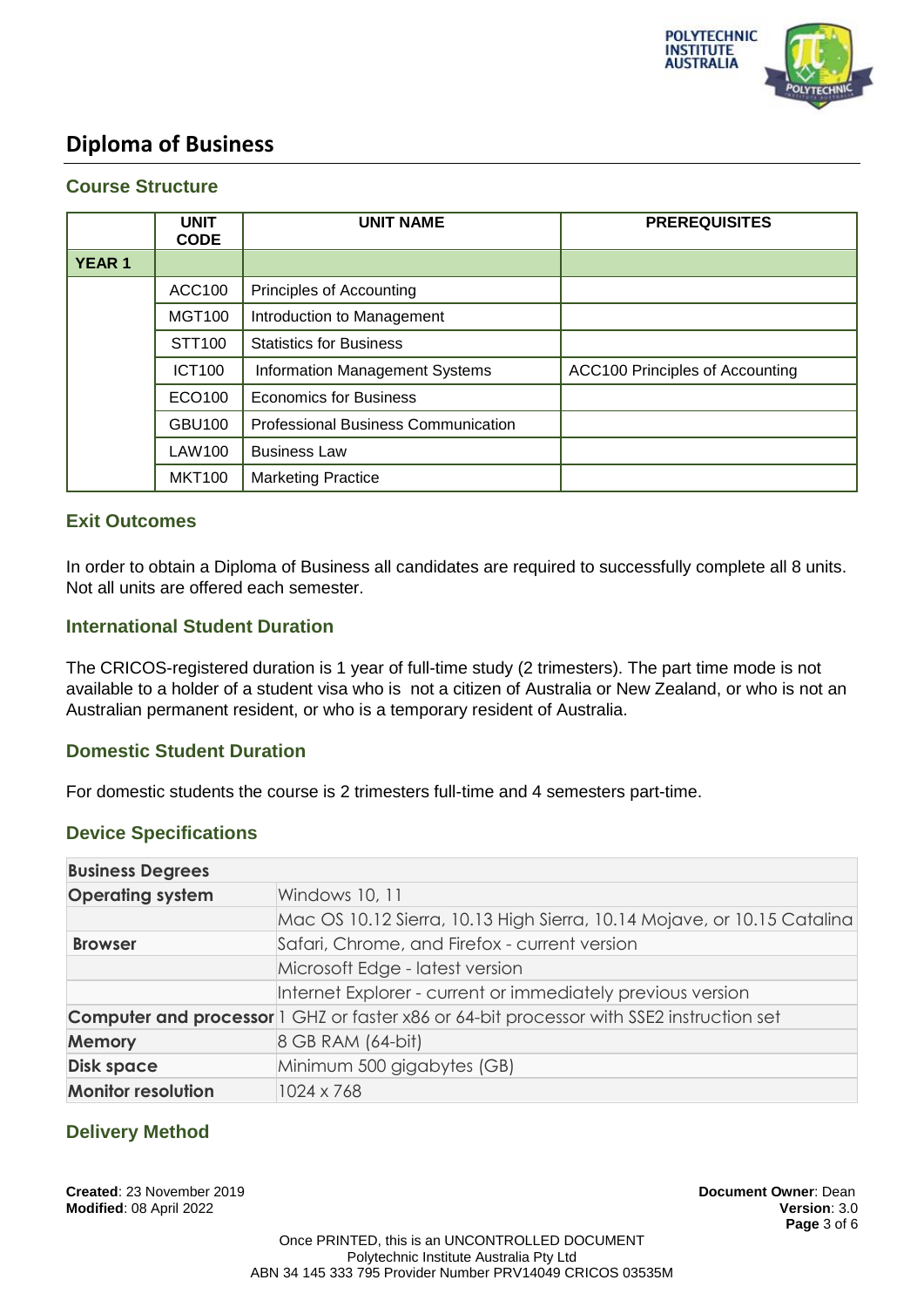# Diploma of Business

## Course Structure

| | UNIT CODE | UNIT NAME | PREREQUISITES |
|---|---|---|---|
| **YEAR 1** | | | |
| | ACC100 | Principles of Accounting | |
| | MGT100 | Introduction to Management | |
| | STT100 | Statistics for Business | |
| | ICT100 | Information Management Systems | ACC100 Principles of Accounting |
| | ECO100 | Economics for Business | |
| | GBU100 | Professional Business Communication | |
| | LAW100 | Business Law | |
| | MKT100 | Marketing Practice | |

## Exit Outcomes

In order to obtain a Diploma of Business all candidates are required to successfully complete all 8 units. Not all units are offered each semester.

## International Student Duration

The CRICOS-registered duration is 1 year of full-time study (2 trimesters). The part time mode is not available to a holder of a student visa who is not a citizen of Australia or New Zealand, or who is not an Australian permanent resident, or who is a temporary resident of Australia.

## Domestic Student Duration

For domestic students the course is 2 trimesters full-time and 4 semesters part-time.

## Device Specifications

| **Business Degrees** | |
|---|---|
| **Operating system** | Windows 10, 11 |
| | Mac OS 10.12 Sierra, 10.13 High Sierra, 10.14 Mojave, or 10.15 Catalina |
| **Browser** | Safari, Chrome, and Firefox - current version |
| | Microsoft Edge - latest version |
| | Internet Explorer - current or immediately previous version |
| **Computer and processor** | 1 GHZ or faster x86 or 64-bit processor with SSE2 instruction set |
| **Memory** | 8 GB RAM (64-bit) |
| **Disk space** | Minimum 500 gigabytes (GB) |
| **Monitor resolution** | 1024 x 768 |

## Delivery Method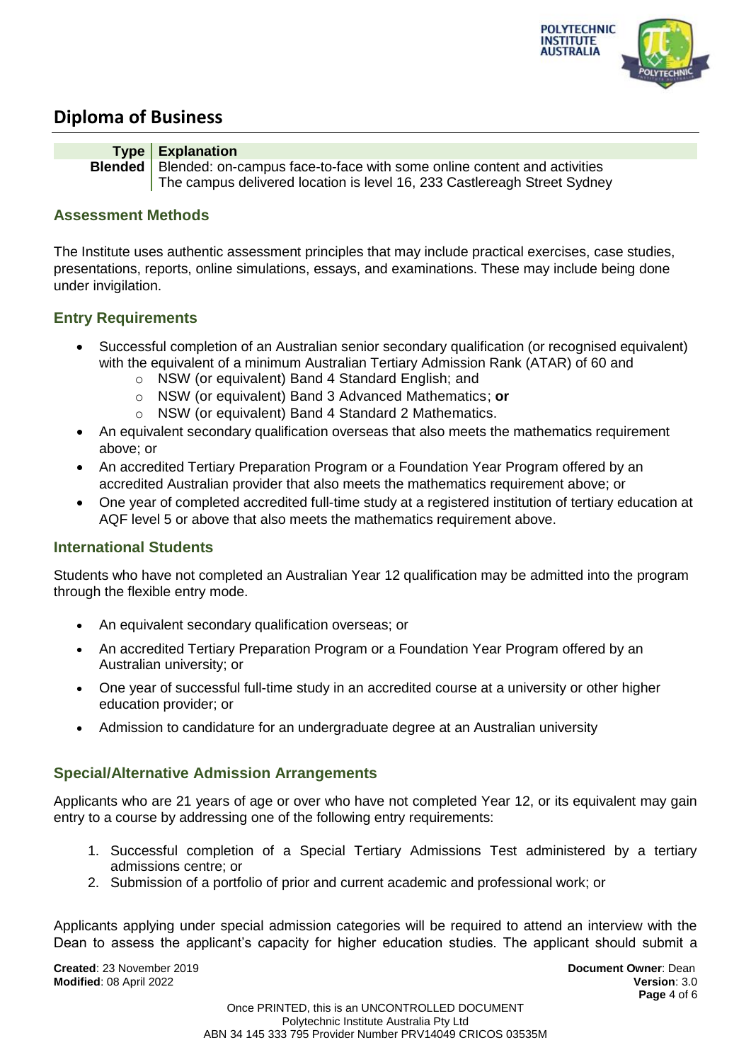## Diploma of Business

| Type | Explanation |
|---|---|
| **Blended** | Blended: on-campus face-to-face with some online content and activities<br>The campus delivered location is level 16, 233 Castlereagh Street Sydney |

### Assessment Methods

The Institute uses authentic assessment principles that may include practical exercises, case studies, presentations, reports, online simulations, essays, and examinations. These may include being done under invigilation.

### Entry Requirements

- Successful completion of an Australian senior secondary qualification (or recognised equivalent) with the equivalent of a minimum Australian Tertiary Admission Rank (ATAR) of 60 and
  - NSW (or equivalent) Band 4 Standard English; and
  - NSW (or equivalent) Band 3 Advanced Mathematics; **or**
  - NSW (or equivalent) Band 4 Standard 2 Mathematics.
- An equivalent secondary qualification overseas that also meets the mathematics requirement above; or
- An accredited Tertiary Preparation Program or a Foundation Year Program offered by an accredited Australian provider that also meets the mathematics requirement above; or
- One year of completed accredited full-time study at a registered institution of tertiary education at AQF level 5 or above that also meets the mathematics requirement above.

### International Students

Students who have not completed an Australian Year 12 qualification may be admitted into the program through the flexible entry mode.

- An equivalent secondary qualification overseas; or
- An accredited Tertiary Preparation Program or a Foundation Year Program offered by an Australian university; or
- One year of successful full-time study in an accredited course at a university or other higher education provider; or
- Admission to candidature for an undergraduate degree at an Australian university

### Special/Alternative Admission Arrangements

Applicants who are 21 years of age or over who have not completed Year 12, or its equivalent may gain entry to a course by addressing one of the following entry requirements:

1. Successful completion of a Special Tertiary Admissions Test administered by a tertiary admissions centre; or
2. Submission of a portfolio of prior and current academic and professional work; or

Applicants applying under special admission categories will be required to attend an interview with the Dean to assess the applicant's capacity for higher education studies. The applicant should submit a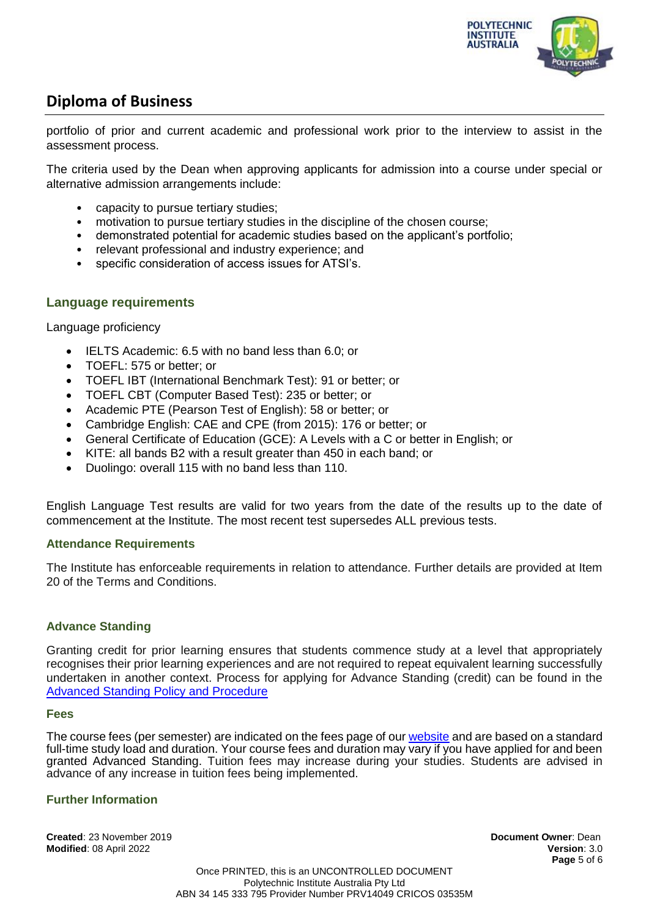portfolio of prior and current academic and professional work prior to the interview to assist in the assessment process.

The criteria used by the Dean when approving applicants for admission into a course under special or alternative admission arrangements include:

- capacity to pursue tertiary studies;
- motivation to pursue tertiary studies in the discipline of the chosen course;
- demonstrated potential for academic studies based on the applicant's portfolio;
- relevant professional and industry experience; and
- specific consideration of access issues for ATSI's.

### Language requirements

Language proficiency

- IELTS Academic: 6.5 with no band less than 6.0; or
- TOEFL: 575 or better; or
- TOEFL IBT (International Benchmark Test): 91 or better; or
- TOEFL CBT (Computer Based Test): 235 or better; or
- Academic PTE (Pearson Test of English): 58 or better; or
- Cambridge English: CAE and CPE (from 2015): 176 or better; or
- General Certificate of Education (GCE): A Levels with a C or better in English; or
- KITE: all bands B2 with a result greater than 450 in each band; or
- Duolingo: overall 115 with no band less than 110.

English Language Test results are valid for two years from the date of the results up to the date of commencement at the Institute. The most recent test supersedes ALL previous tests.

#### Attendance Requirements

The Institute has enforceable requirements in relation to attendance. Further details are provided at Item 20 of the Terms and Conditions.

#### Advance Standing

Granting credit for prior learning ensures that students commence study at a level that appropriately recognises their prior learning experiences and are not required to repeat equivalent learning successfully undertaken in another context. Process for applying for Advance Standing (credit) can be found in the Advanced Standing Policy and Procedure

#### Fees

The course fees (per semester) are indicated on the fees page of our website and are based on a standard full-time study load and duration. Your course fees and duration may vary if you have applied for and been granted Advanced Standing. Tuition fees may increase during your studies. Students are advised in advance of any increase in tuition fees being implemented.

#### Further Information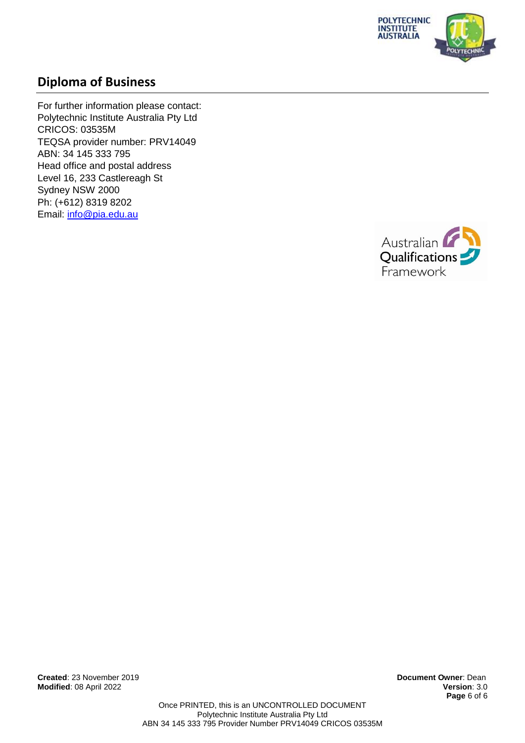## Diploma of Business

For further information please contact:
Polytechnic Institute Australia Pty Ltd
CRICOS: 03535M
TEQSA provider number: PRV14049
ABN: 34 145 333 795
Head office and postal address
Level 16, 233 Castlereagh St
Sydney NSW 2000
Ph: (+612) 8319 8202
Email: info@pia.edu.au